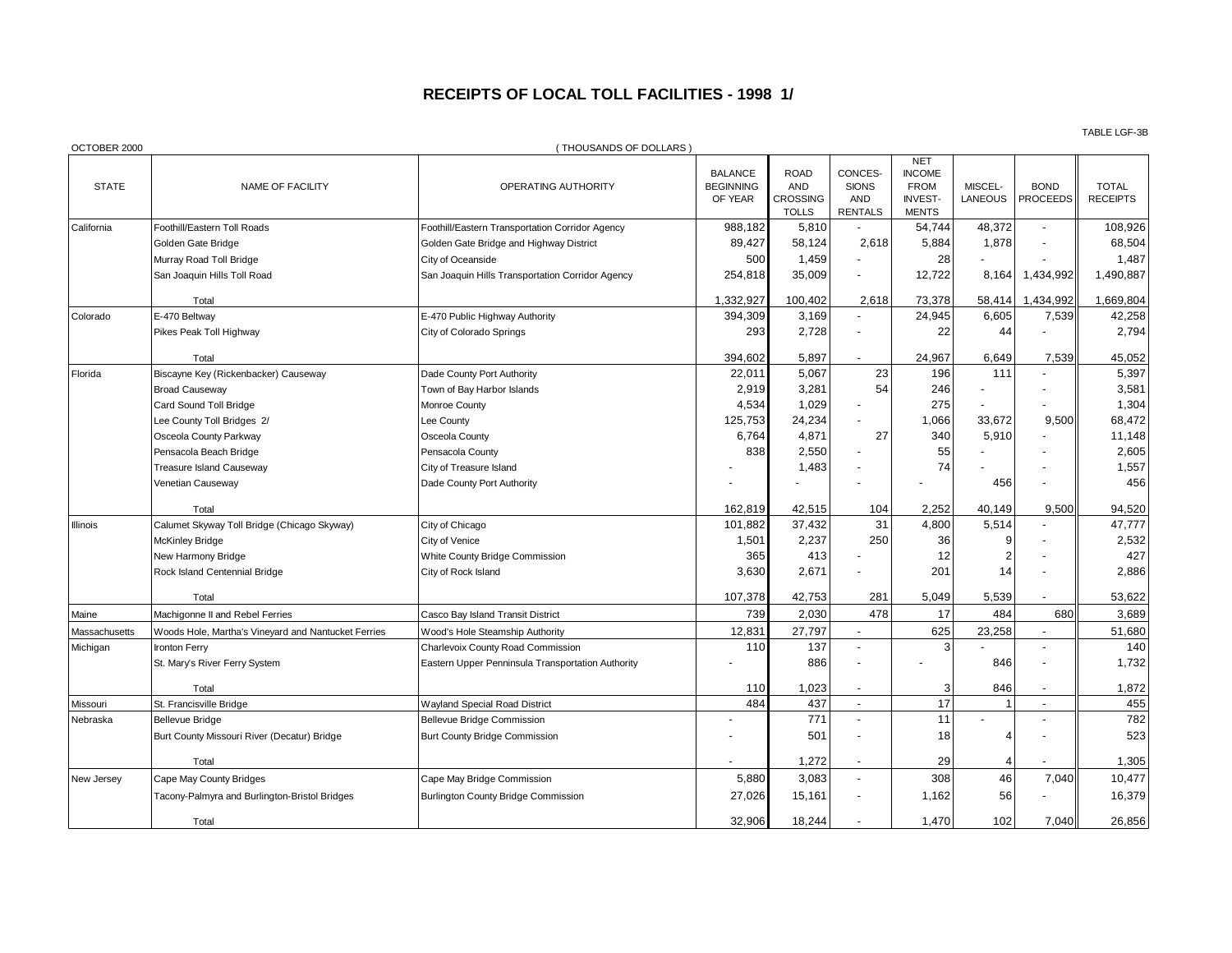# RECEIPTS OF LOCAL TOLL FACILITIES - 1998 1/

TABLE LGF-3B

OCTOBER 2000

( THOUSANDS OF DOLLARS )

| STATE | NAME OF FACILITY | OPERATING AUTHORITY | BALANCE BEGINNING OF YEAR | ROAD AND CROSSING TOLLS | CONCES- SIONS AND RENTALS | NET INCOME FROM INVEST- MENTS | MISCEL- LANEOUS | BOND PROCEEDS | TOTAL RECEIPTS |
|---|---|---|---|---|---|---|---|---|---|
| California | Foothill/Eastern Toll Roads | Foothill/Eastern Transportation Corridor Agency | 988,182 | 5,810 | - | 54,744 | 48,372 | - | 108,926 |
| | Golden Gate Bridge | Golden Gate Bridge and Highway District | 89,427 | 58,124 | 2,618 | 5,884 | 1,878 | - | 68,504 |
| | Murray Road Toll Bridge | City of Oceanside | 500 | 1,459 | - | 28 | - | - | 1,487 |
| | San Joaquin Hills Toll Road | San Joaquin Hills Transportation Corridor Agency | 254,818 | 35,009 | - | 12,722 | 8,164 | 1,434,992 | 1,490,887 |
| | Total | | 1,332,927 | 100,402 | 2,618 | 73,378 | 58,414 | 1,434,992 | 1,669,804 |
| Colorado | E-470 Beltway | E-470 Public Highway Authority | 394,309 | 3,169 | - | 24,945 | 6,605 | 7,539 | 42,258 |
| | Pikes Peak Toll Highway | City of Colorado Springs | 293 | 2,728 | - | 22 | 44 | - | 2,794 |
| | Total | | 394,602 | 5,897 | - | 24,967 | 6,649 | 7,539 | 45,052 |
| Florida | Biscayne Key (Rickenbacker) Causeway | Dade County Port Authority | 22,011 | 5,067 | 23 | 196 | 111 | - | 5,397 |
| | Broad Causeway | Town of Bay Harbor Islands | 2,919 | 3,281 | 54 | 246 | - | - | 3,581 |
| | Card Sound Toll Bridge | Monroe County | 4,534 | 1,029 | - | 275 | - | - | 1,304 |
| | Lee County Toll Bridges 2/ | Lee County | 125,753 | 24,234 | - | 1,066 | 33,672 | 9,500 | 68,472 |
| | Osceola County Parkway | Osceola County | 6,764 | 4,871 | 27 | 340 | 5,910 | - | 11,148 |
| | Pensacola Beach Bridge | Pensacola County | 838 | 2,550 | - | 55 | - | - | 2,605 |
| | Treasure Island Causeway | City of Treasure Island | - | 1,483 | - | 74 | - | - | 1,557 |
| | Venetian Causeway | Dade County Port Authority | - | - | - | - | 456 | - | 456 |
| | Total | | 162,819 | 42,515 | 104 | 2,252 | 40,149 | 9,500 | 94,520 |
| Illinois | Calumet Skyway Toll Bridge (Chicago Skyway) | City of Chicago | 101,882 | 37,432 | 31 | 4,800 | 5,514 | - | 47,777 |
| | McKinley Bridge | City of Venice | 1,501 | 2,237 | 250 | 36 | 9 | - | 2,532 |
| | New Harmony Bridge | White County Bridge Commission | 365 | 413 | - | 12 | 2 | - | 427 |
| | Rock Island Centennial Bridge | City of Rock Island | 3,630 | 2,671 | - | 201 | 14 | - | 2,886 |
| | Total | | 107,378 | 42,753 | 281 | 5,049 | 5,539 | - | 53,622 |
| Maine | Machigonne II and Rebel Ferries | Casco Bay Island Transit District | 739 | 2,030 | 478 | 17 | 484 | 680 | 3,689 |
| Massachusetts | Woods Hole, Martha's Vineyard and Nantucket Ferries | Wood's Hole Steamship Authority | 12,831 | 27,797 | - | 625 | 23,258 | - | 51,680 |
| Michigan | Ironton Ferry | Charlevoix County Road Commission | 110 | 137 | - | 3 | - | - | 140 |
| | St. Mary's River Ferry System | Eastern Upper Penninsula Transportation Authority | - | 886 | - | - | 846 | - | 1,732 |
| | Total | | 110 | 1,023 | - | 3 | 846 | - | 1,872 |
| Missouri | St. Francisville Bridge | Wayland Special Road District | 484 | 437 | - | 17 | 1 | - | 455 |
| Nebraska | Bellevue Bridge | Bellevue Bridge Commission | - | 771 | - | 11 | - | - | 782 |
| | Burt County Missouri River (Decatur) Bridge | Burt County Bridge Commission | - | 501 | - | 18 | 4 | - | 523 |
| | Total | | - | 1,272 | - | 29 | 4 | - | 1,305 |
| New Jersey | Cape May County Bridges | Cape May Bridge Commission | 5,880 | 3,083 | - | 308 | 46 | 7,040 | 10,477 |
| | Tacony-Palmyra and Burlington-Bristol Bridges | Burlington County Bridge Commission | 27,026 | 15,161 | - | 1,162 | 56 | - | 16,379 |
| | Total | | 32,906 | 18,244 | - | 1,470 | 102 | 7,040 | 26,856 |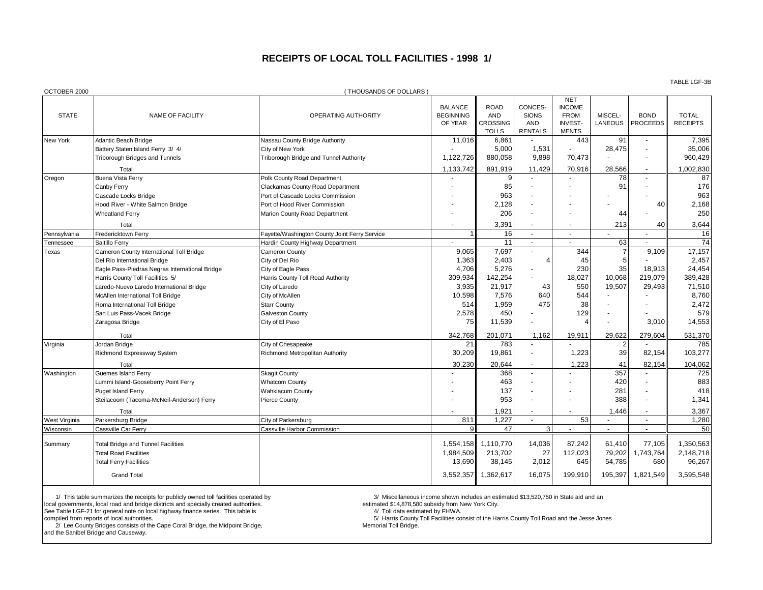# RECEIPTS OF LOCAL TOLL FACILITIES - 1998 1/

TABLE LGF-3B

OCTOBER 2000

( THOUSANDS OF DOLLARS )

| STATE | NAME OF FACILITY | OPERATING AUTHORITY | BALANCE BEGINNING OF YEAR | ROAD AND CROSSING TOLLS | CONCES-SIONS AND RENTALS | NET INCOME FROM INVEST-MENTS | MISCEL-LANEOUS | BOND PROCEEDS | TOTAL RECEIPTS |
|---|---|---|---|---|---|---|---|---|---|
| New York | Atlantic Beach Bridge | Nassau County Bridge Authority | 11,016 | 6,861 | - | 443 | 91 | - | 7,395 |
| | Battery Staten Island Ferry 3/ 4/ | City of New York | - | 5,000 | 1,531 | - | 28,475 | - | 35,006 |
| | Triborough Bridges and Tunnels | Triborough Bridge and Tunnel Authority | 1,122,726 | 880,058 | 9,898 | 70,473 | - | - | 960,429 |
| | Total | | 1,133,742 | 891,919 | 11,429 | 70,916 | 28,566 | - | 1,002,830 |
| Oregon | Buena Vista Ferry | Polk County Road Department | - | 9 | - | - | 78 | - | 87 |
| | Canby Ferry | Clackamas County Road Department | - | 85 | - | - | 91 | - | 176 |
| | Cascade Locks Bridge | Port of Cascade Locks Commission | - | 963 | - | - | - | - | 963 |
| | Hood River - White Salmon Bridge | Port of Hood River Commission | - | 2,128 | - | - | - | 40 | 2,168 |
| | Wheatland Ferry | Marion County Road Department | - | 206 | - | - | 44 | - | 250 |
| | Total | | - | 3,391 | - | - | 213 | 40 | 3,644 |
| Pennsylvania | Fredericktown Ferry | Fayette/Washington County Joint Ferry Service | 1 | 16 | - | - | - | - | 16 |
| Tennessee | Saltillo Ferry | Hardin County Highway Department | - | 11 | - | - | 63 | - | 74 |
| Texas | Cameron County International Toll Bridge | Cameron County | 9,065 | 7,697 | - | 344 | 7 | 9,109 | 17,157 |
| | Del Rio International Bridge | City of Del Rio | 1,363 | 2,403 | 4 | 45 | 5 | - | 2,457 |
| | Eagle Pass-Piedras Negras International Bridge | City of Eagle Pass | 4,706 | 5,276 | - | 230 | 35 | 18,913 | 24,454 |
| | Harris County Toll Facilities 5/ | Harris County Toll Road Authority | 309,934 | 142,254 | - | 18,027 | 10,068 | 219,079 | 389,428 |
| | Laredo-Nuevo Laredo International Bridge | City of Laredo | 3,935 | 21,917 | 43 | 550 | 19,507 | 29,493 | 71,510 |
| | McAllen International Toll Bridge | City of McAllen | 10,598 | 7,576 | 640 | 544 | - | - | 8,760 |
| | Roma International Toll Bridge | Starr County | 514 | 1,959 | 475 | 38 | - | - | 2,472 |
| | San Luis Pass-Vacek Bridge | Galveston County | 2,578 | 450 | - | 129 | - | - | 579 |
| | Zaragosa Bridge | City of El Paso | 75 | 11,539 | - | 4 | - | 3,010 | 14,553 |
| | Total | | 342,768 | 201,071 | 1,162 | 19,911 | 29,622 | 279,604 | 531,370 |
| Virginia | Jordan Bridge | City of Chesapeake | 21 | 783 | - | - | 2 | - | 785 |
| | Richmond Expressway System | Richmond Metropolitan Authority | 30,209 | 19,861 | - | 1,223 | 39 | 82,154 | 103,277 |
| | Total | | 30,230 | 20,644 | - | 1,223 | 41 | 82,154 | 104,062 |
| Washington | Guemes Island Ferry | Skagit County | - | 368 | - | - | 357 | - | 725 |
| | Lummi Island-Gooseberry Point Ferry | Whatcom County | - | 463 | - | - | 420 | - | 883 |
| | Puget Island Ferry | Wahkiacum County | - | 137 | - | - | 281 | - | 418 |
| | Steilacoom (Tacoma-McNeil-Anderson) Ferry | Pierce County | - | 953 | - | - | 388 | - | 1,341 |
| | Total | | - | 1,921 | - | - | 1,446 | - | 3,367 |
| West Virginia | Parkersburg Bridge | City of Parkersburg | 811 | 1,227 | - | 53 | - | - | 1,280 |
| Wisconsin | Cassville Car Ferry | Cassville Harbor Commission | 9 | 47 | 3 | - | - | - | 50 |
| Summary | Total Bridge and Tunnel Facilities | | 1,554,158 | 1,110,770 | 14,036 | 87,242 | 61,410 | 77,105 | 1,350,563 |
| | Total Road Facilities | | 1,984,509 | 213,702 | 27 | 112,023 | 79,202 | 1,743,764 | 2,148,718 |
| | Total Ferry Facilities | | 13,690 | 38,145 | 2,012 | 645 | 54,785 | 680 | 96,267 |
| | Grand Total | | 3,552,357 | 1,362,617 | 16,075 | 199,910 | 195,397 | 1,821,549 | 3,595,548 |

1/ This table summarizes the receipts for publicly owned toll facilities operated by local governments, local road and bridge districts and specially created authorities. See Table LGF-21 for general note on local highway finance series. This table is compiled from reports of local authorities.

2/ Lee County Bridges consists of the Cape Coral Bridge, the Midpoint Bridge, and the Sanibel Bridge and Causeway.

3/ Miscellaneous income shown includes an estimated $13,520,750 in State aid and an estimated $14,878,580 subsidy from New York City.

4/ Toll data estimated by FHWA.

5/ Harris County Toll Facilities consist of the Harris County Toll Road and the Jesse Jones Memorial Toll Bridge.